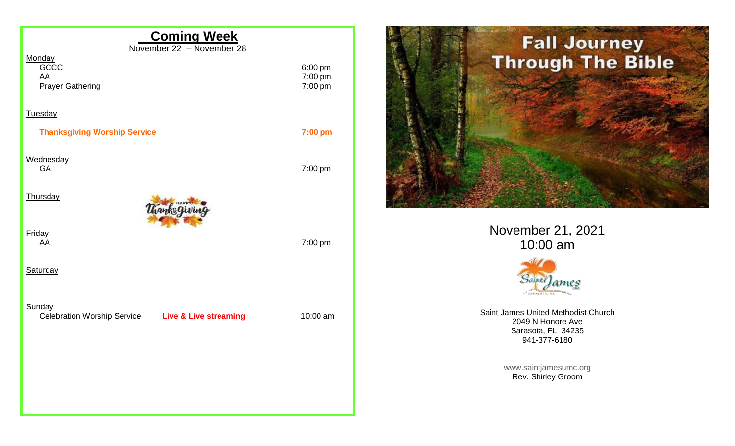## Coming Week

November 22 – November 28

**Monday**

| | |
|---|---|
| GCCC | 6:00 pm |
| AA | 7:00 pm |
| Prayer Gathering | 7:00 pm |

**Tuesday**

| | |
|---|---|
| **Thanksgiving Worship Service** | **7:00 pm** |

**Wednesday**

| | |
|---|---|
| GA | 7:00 pm |

**Thursday**

Happy Thanksgiving

**Friday**

| | |
|---|---|
| AA | 7:00 pm |

**Saturday**

**Sunday**

| | | |
|---|---|---|
| Celebration Worship Service | **Live & Live streaming** | 10:00 am |

# Fall Journey Through The Bible

November 21, 2021
10:00 am

Saint James United Methodist Church
2049 N Honore Ave
Sarasota, FL 34235
941-377-6180

www.saintjamesumc.org
Rev. Shirley Groom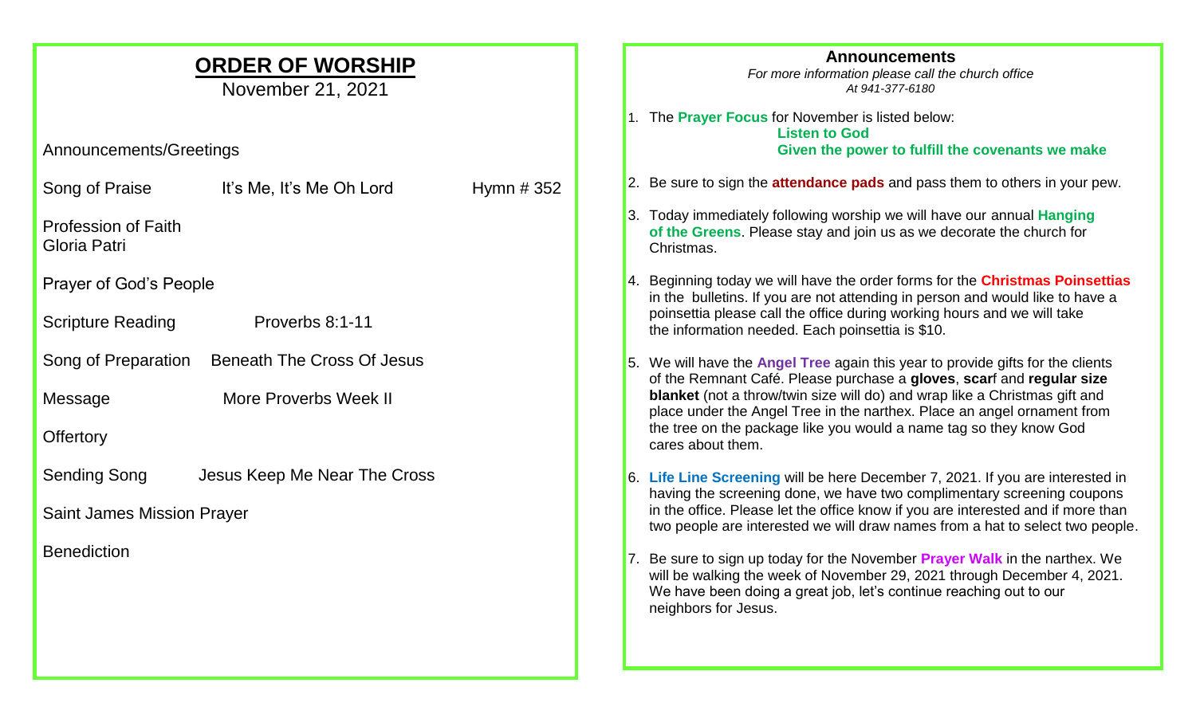## ORDER OF WORSHIP

November 21, 2021

Announcements/Greetings

Song of Praise — It's Me, It's Me Oh Lord — Hymn # 352

Profession of Faith
Gloria Patri

Prayer of God's People

Scripture Reading — Proverbs 8:1-11

Song of Preparation — Beneath The Cross Of Jesus

Message — More Proverbs Week II

Offertory

Sending Song — Jesus Keep Me Near The Cross

Saint James Mission Prayer

Benediction

## Announcements

*For more information please call the church office*
*At 941-377-6180*

1. The **Prayer Focus** for November is listed below:
   **Listen to God**
   **Given the power to fulfill the covenants we make**
2. Be sure to sign the **attendance pads** and pass them to others in your pew.
3. Today immediately following worship we will have our annual **Hanging of the Greens**. Please stay and join us as we decorate the church for Christmas.
4. Beginning today we will have the order forms for the **Christmas Poinsettias** in the bulletins. If you are not attending in person and would like to have a poinsettia please call the office during working hours and we will take the information needed. Each poinsettia is $10.
5. We will have the **Angel Tree** again this year to provide gifts for the clients of the Remnant Café. Please purchase a **gloves**, **scar**f and **regular size blanket** (not a throw/twin size will do) and wrap like a Christmas gift and place under the Angel Tree in the narthex. Place an angel ornament from the tree on the package like you would a name tag so they know God cares about them.
6. **Life Line Screening** will be here December 7, 2021. If you are interested in having the screening done, we have two complimentary screening coupons in the office. Please let the office know if you are interested and if more than two people are interested we will draw names from a hat to select two people.
7. Be sure to sign up today for the November **Prayer Walk** in the narthex. We will be walking the week of November 29, 2021 through December 4, 2021. We have been doing a great job, let's continue reaching out to our neighbors for Jesus.